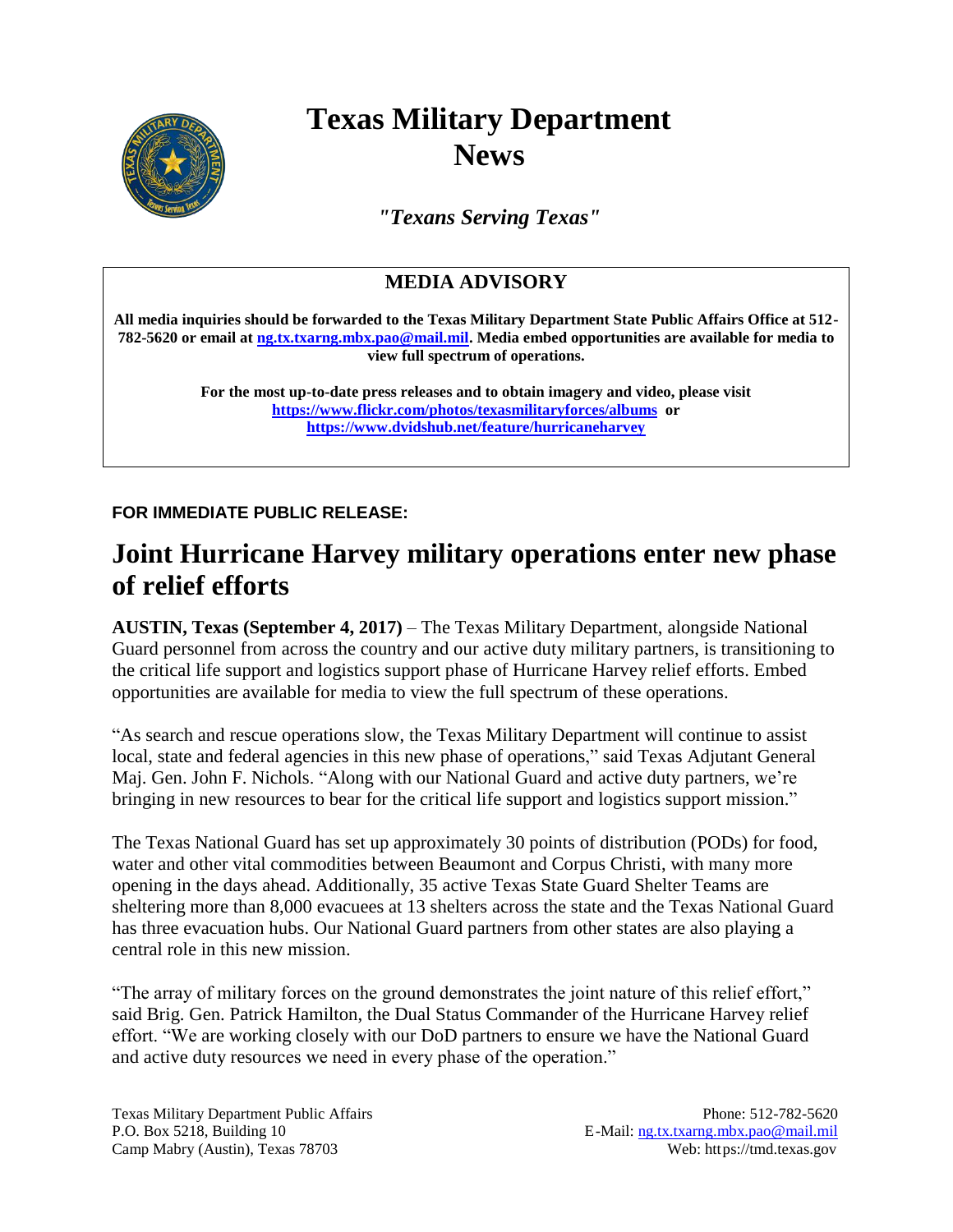# Texas Military Department News

***"Texans Serving Texas"***

## MEDIA ADVISORY

**All media inquiries should be forwarded to the Texas Military Department State Public Affairs Office at 512-782-5620 or email at ng.tx.txarng.mbx.pao@mail.mil. Media embed opportunities are available for media to view full spectrum of operations.**

**For the most up-to-date press releases and to obtain imagery and video, please visit https://www.flickr.com/photos/texasmilitaryforces/albums or https://www.dvidshub.net/feature/hurricaneharvey**

**FOR IMMEDIATE PUBLIC RELEASE:**

# Joint Hurricane Harvey military operations enter new phase of relief efforts

**AUSTIN, Texas (September 4, 2017)** – The Texas Military Department, alongside National Guard personnel from across the country and our active duty military partners, is transitioning to the critical life support and logistics support phase of Hurricane Harvey relief efforts. Embed opportunities are available for media to view the full spectrum of these operations.

"As search and rescue operations slow, the Texas Military Department will continue to assist local, state and federal agencies in this new phase of operations," said Texas Adjutant General Maj. Gen. John F. Nichols. "Along with our National Guard and active duty partners, we're bringing in new resources to bear for the critical life support and logistics support mission."

The Texas National Guard has set up approximately 30 points of distribution (PODs) for food, water and other vital commodities between Beaumont and Corpus Christi, with many more opening in the days ahead. Additionally, 35 active Texas State Guard Shelter Teams are sheltering more than 8,000 evacuees at 13 shelters across the state and the Texas National Guard has three evacuation hubs. Our National Guard partners from other states are also playing a central role in this new mission.

"The array of military forces on the ground demonstrates the joint nature of this relief effort," said Brig. Gen. Patrick Hamilton, the Dual Status Commander of the Hurricane Harvey relief effort. "We are working closely with our DoD partners to ensure we have the National Guard and active duty resources we need in every phase of the operation."

Texas Military Department Public Affairs
P.O. Box 5218, Building 10
Camp Mabry (Austin), Texas 78703

Phone: 512-782-5620
E-Mail: ng.tx.txarng.mbx.pao@mail.mil
Web: https://tmd.texas.gov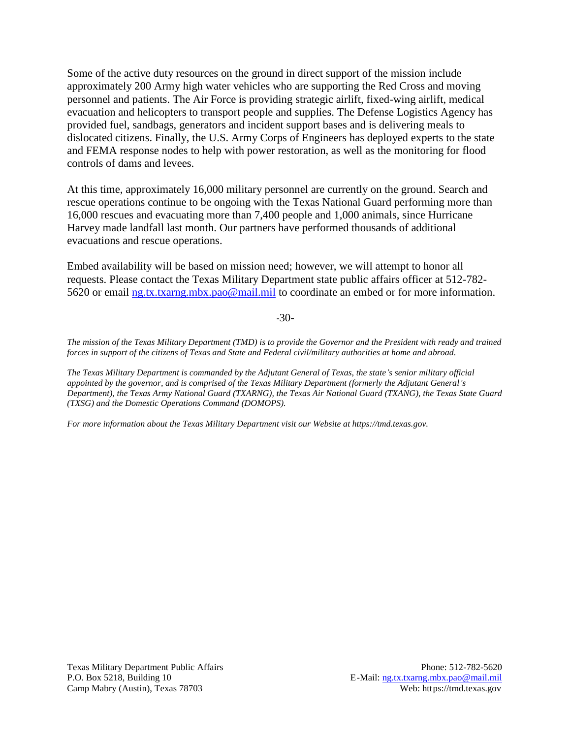Some of the active duty resources on the ground in direct support of the mission include approximately 200 Army high water vehicles who are supporting the Red Cross and moving personnel and patients. The Air Force is providing strategic airlift, fixed-wing airlift, medical evacuation and helicopters to transport people and supplies. The Defense Logistics Agency has provided fuel, sandbags, generators and incident support bases and is delivering meals to dislocated citizens. Finally, the U.S. Army Corps of Engineers has deployed experts to the state and FEMA response nodes to help with power restoration, as well as the monitoring for flood controls of dams and levees.

At this time, approximately 16,000 military personnel are currently on the ground. Search and rescue operations continue to be ongoing with the Texas National Guard performing more than 16,000 rescues and evacuating more than 7,400 people and 1,000 animals, since Hurricane Harvey made landfall last month. Our partners have performed thousands of additional evacuations and rescue operations.

Embed availability will be based on mission need; however, we will attempt to honor all requests. Please contact the Texas Military Department state public affairs officer at 512-782-5620 or email ng.tx.txarng.mbx.pao@mail.mil to coordinate an embed or for more information.

-30-

*The mission of the Texas Military Department (TMD) is to provide the Governor and the President with ready and trained forces in support of the citizens of Texas and State and Federal civil/military authorities at home and abroad.*

*The Texas Military Department is commanded by the Adjutant General of Texas, the state's senior military official appointed by the governor, and is comprised of the Texas Military Department (formerly the Adjutant General's Department), the Texas Army National Guard (TXARNG), the Texas Air National Guard (TXANG), the Texas State Guard (TXSG) and the Domestic Operations Command (DOMOPS).*

*For more information about the Texas Military Department visit our Website at https://tmd.texas.gov.*

Texas Military Department Public Affairs
P.O. Box 5218, Building 10
Camp Mabry (Austin), Texas 78703

Phone: 512-782-5620
E-Mail: ng.tx.txarng.mbx.pao@mail.mil
Web: https://tmd.texas.gov